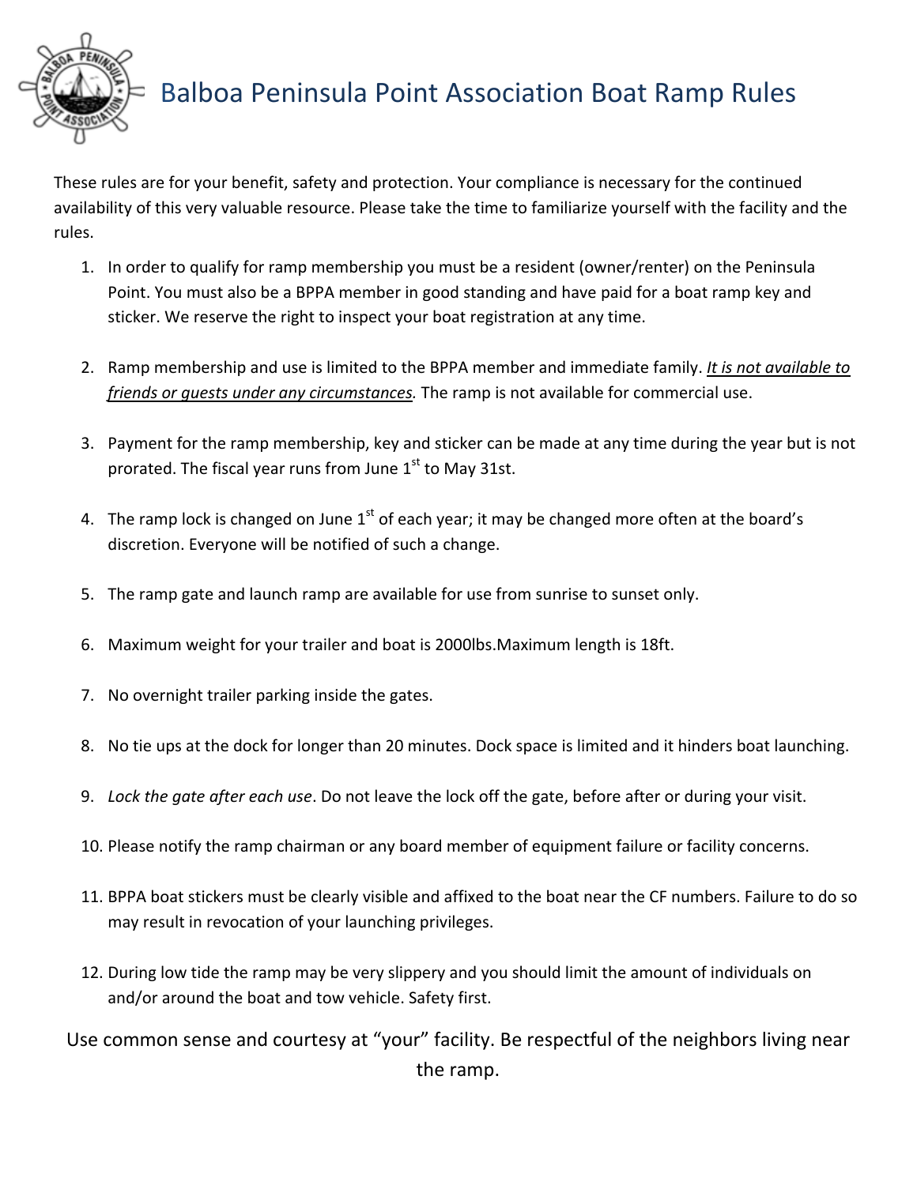# Balboa Peninsula Point Association Boat Ramp Rules

These rules are for your benefit, safety and protection. Your compliance is necessary for the continued availability of this very valuable resource. Please take the time to familiarize yourself with the facility and the rules.

1. In order to qualify for ramp membership you must be a resident (owner/renter) on the Peninsula Point. You must also be a BPPA member in good standing and have paid for a boat ramp key and sticker. We reserve the right to inspect your boat registration at any time.

2. Ramp membership and use is limited to the BPPA member and immediate family. ***It is not available to friends or guests under any circumstances.*** The ramp is not available for commercial use.

3. Payment for the ramp membership, key and sticker can be made at any time during the year but is not prorated. The fiscal year runs from June 1st to May 31st.

4. The ramp lock is changed on June 1st of each year; it may be changed more often at the board's discretion. Everyone will be notified of such a change.

5. The ramp gate and launch ramp are available for use from sunrise to sunset only.

6. Maximum weight for your trailer and boat is 2000lbs.Maximum length is 18ft.

7. No overnight trailer parking inside the gates.

8. No tie ups at the dock for longer than 20 minutes. Dock space is limited and it hinders boat launching.

9. *Lock the gate after each use*. Do not leave the lock off the gate, before after or during your visit.

10. Please notify the ramp chairman or any board member of equipment failure or facility concerns.

11. BPPA boat stickers must be clearly visible and affixed to the boat near the CF numbers. Failure to do so may result in revocation of your launching privileges.

12. During low tide the ramp may be very slippery and you should limit the amount of individuals on and/or around the boat and tow vehicle. Safety first.

Use common sense and courtesy at "your" facility. Be respectful of the neighbors living near the ramp.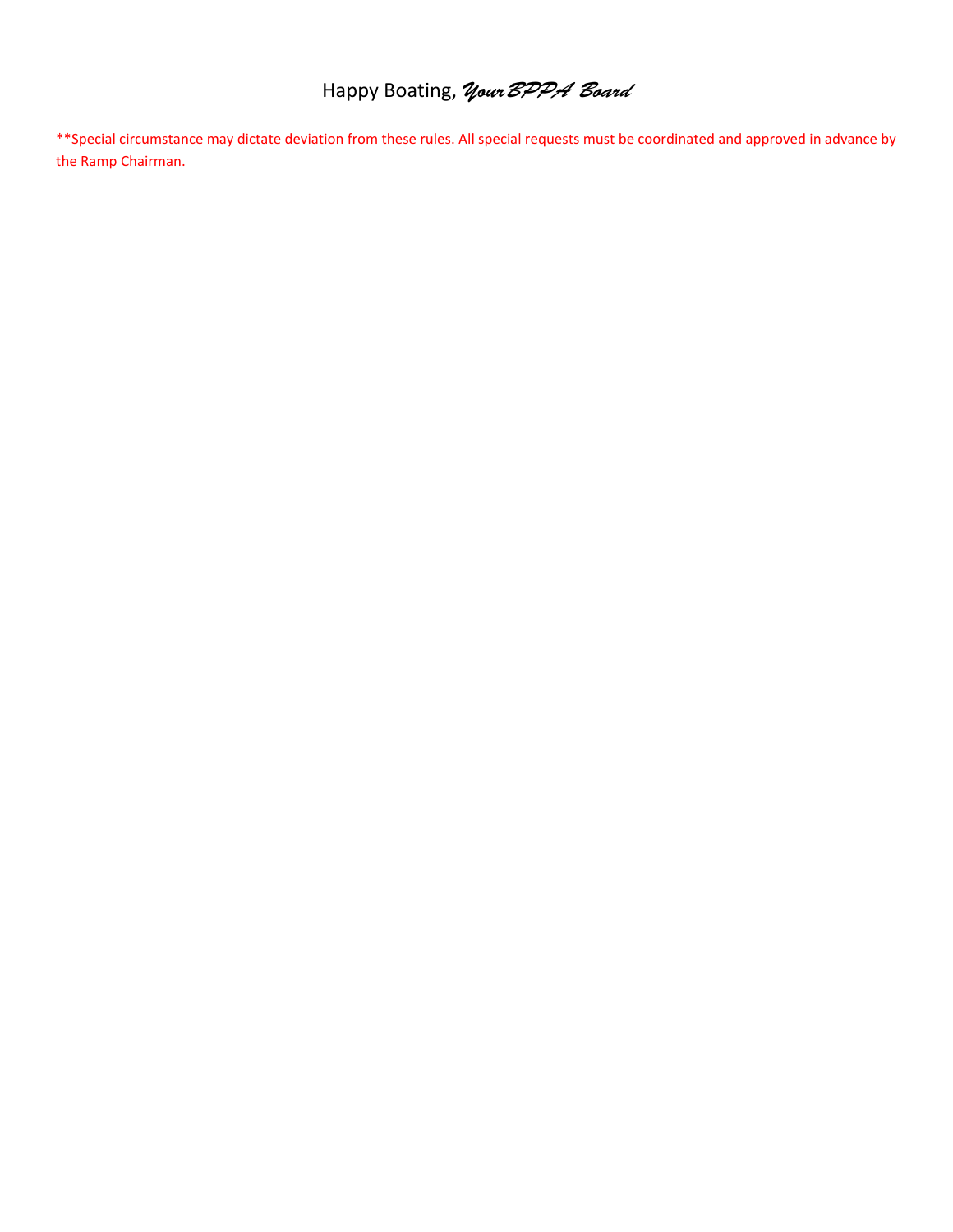Happy Boating, *Your BPPA Board*

**Special circumstance may dictate deviation from these rules. All special requests must be coordinated and approved in advance by the Ramp Chairman.